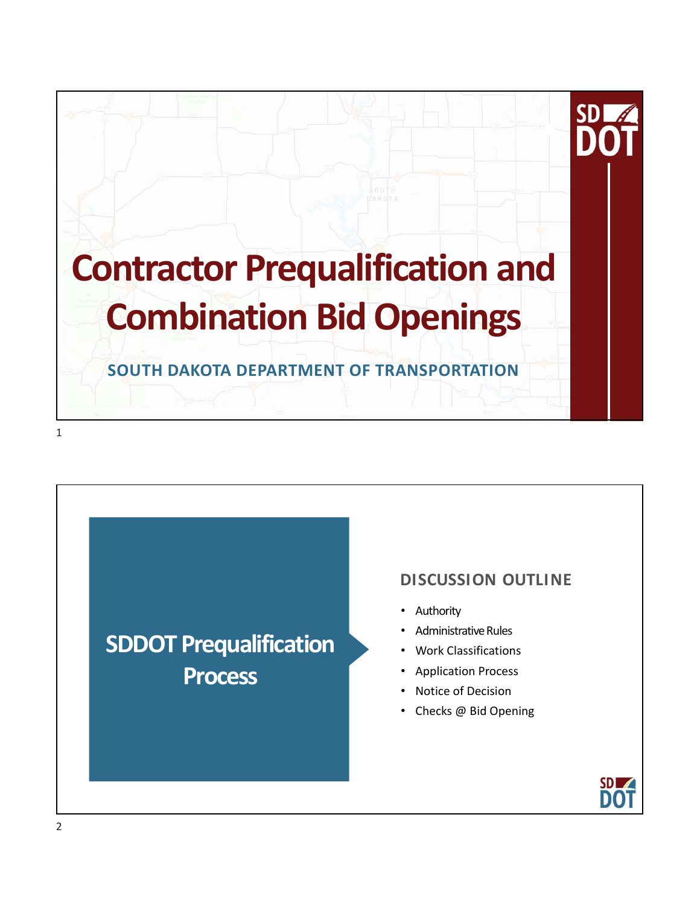# Contractor Prequalification and Combination Bid Openings

**SOUTH DAKOTA DEPARTMENT OF TRANSPORTATION**

## SDDOT Prequalification Process

### DISCUSSION OUTLINE

- Authority
- Administrative Rules
- Work Classifications
- Application Process
- Notice of Decision
- Checks @ Bid Opening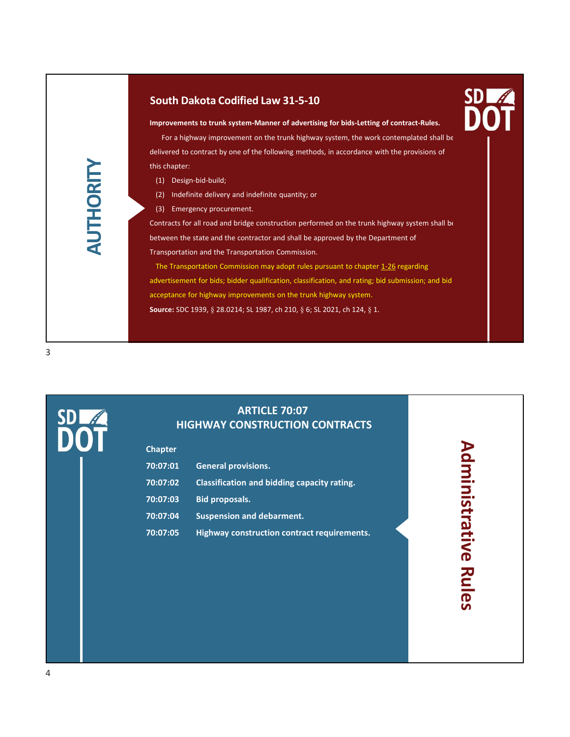## AUTHORITY

### South Dakota Codified Law 31-5-10

**Improvements to trunk system-Manner of advertising for bids-Letting of contract-Rules.**

For a highway improvement on the trunk highway system, the work contemplated shall be delivered to contract by one of the following methods, in accordance with the provisions of this chapter:

(1) Design-bid-build;

(2) Indefinite delivery and indefinite quantity; or

(3) Emergency procurement.

Contracts for all road and bridge construction performed on the trunk highway system shall be between the state and the contractor and shall be approved by the Department of Transportation and the Transportation Commission.

The Transportation Commission may adopt rules pursuant to chapter 1-26 regarding advertisement for bids; bidder qualification, classification, and rating; bid submission; and bid acceptance for highway improvements on the trunk highway system.

**Source:** SDC 1939, § 28.0214; SL 1987, ch 210, § 6; SL 2021, ch 124, § 1.

## Administrative Rules

### ARTICLE 70:07
### HIGHWAY CONSTRUCTION CONTRACTS

| Chapter | |
|---|---|
| 70:07:01 | **General provisions.** |
| 70:07:02 | **Classification and bidding capacity rating.** |
| 70:07:03 | **Bid proposals.** |
| 70:07:04 | **Suspension and debarment.** |
| 70:07:05 | **Highway construction contract requirements.** |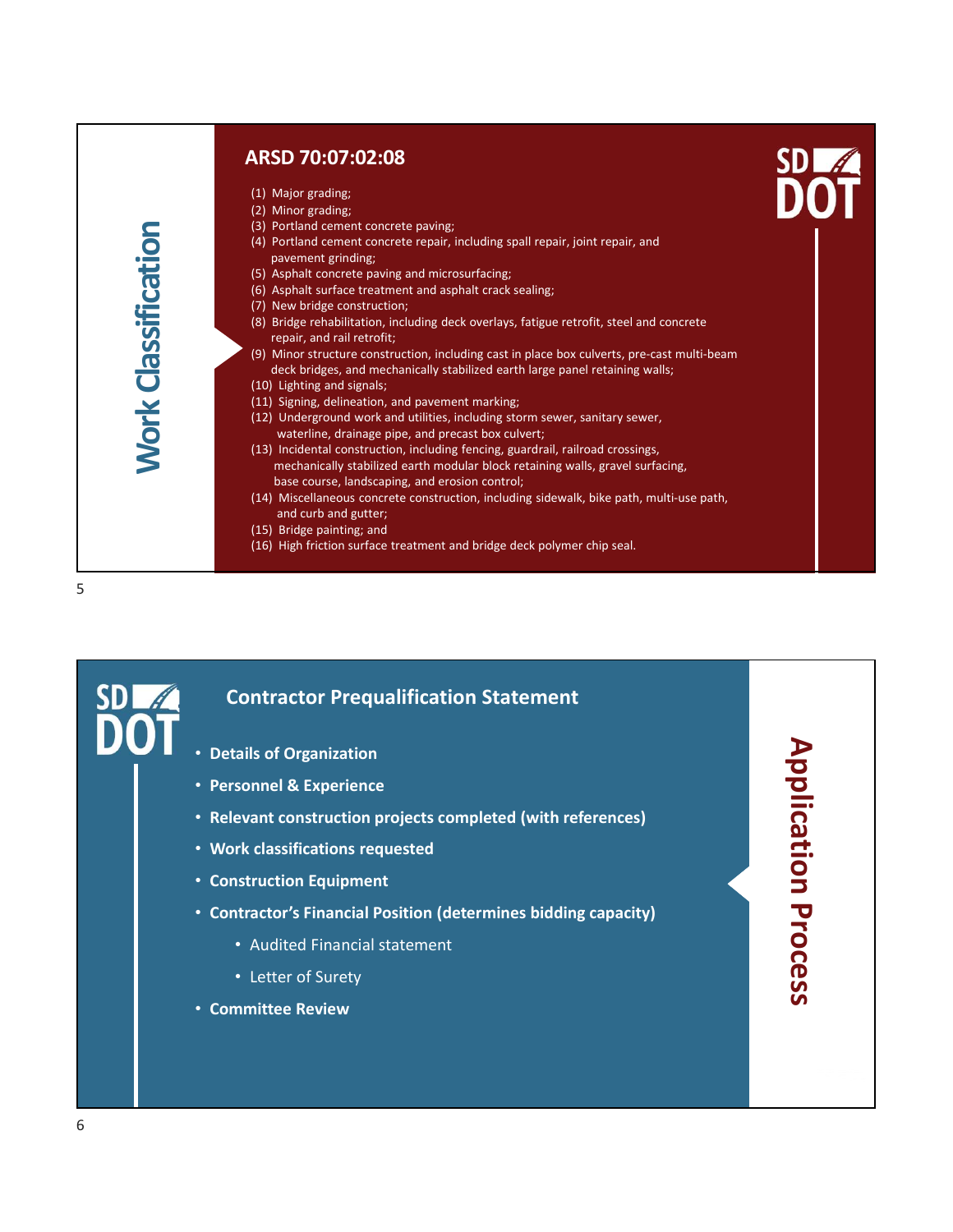## Work Classification

### ARSD 70:07:02:08

(1) Major grading;
(2) Minor grading;
(3) Portland cement concrete paving;
(4) Portland cement concrete repair, including spall repair, joint repair, and pavement grinding;
(5) Asphalt concrete paving and microsurfacing;
(6) Asphalt surface treatment and asphalt crack sealing;
(7) New bridge construction;
(8) Bridge rehabilitation, including deck overlays, fatigue retrofit, steel and concrete repair, and rail retrofit;
(9) Minor structure construction, including cast in place box culverts, pre-cast multi-beam deck bridges, and mechanically stabilized earth large panel retaining walls;
(10) Lighting and signals;
(11) Signing, delineation, and pavement marking;
(12) Underground work and utilities, including storm sewer, sanitary sewer, waterline, drainage pipe, and precast box culvert;
(13) Incidental construction, including fencing, guardrail, railroad crossings, mechanically stabilized earth modular block retaining walls, gravel surfacing, base course, landscaping, and erosion control;
(14) Miscellaneous concrete construction, including sidewalk, bike path, multi-use path, and curb and gutter;
(15) Bridge painting; and
(16) High friction surface treatment and bridge deck polymer chip seal.

## Application Process

### Contractor Prequalification Statement

- **Details of Organization**
- **Personnel & Experience**
- **Relevant construction projects completed (with references)**
- **Work classifications requested**
- **Construction Equipment**
- **Contractor's Financial Position (determines bidding capacity)**
  - Audited Financial statement
  - Letter of Surety
- **Committee Review**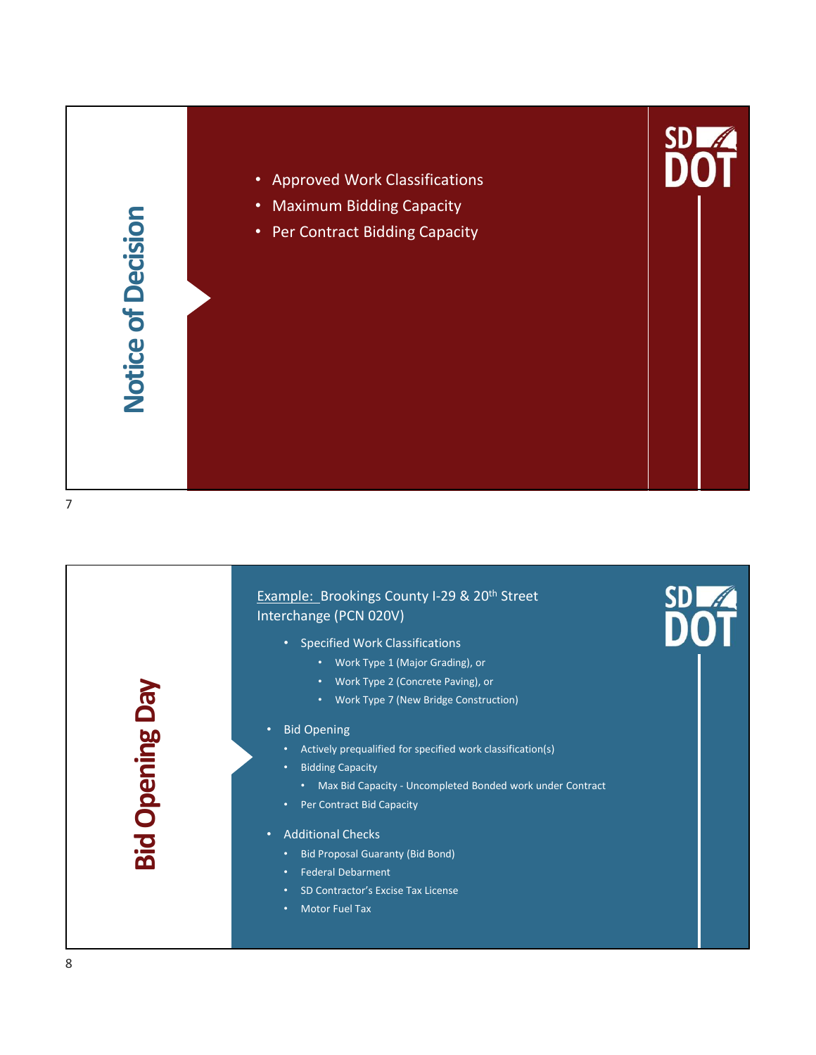## Notice of Decision

- Approved Work Classifications
- Maximum Bidding Capacity
- Per Contract Bidding Capacity

## Bid Opening Day

Example: Brookings County I-29 & 20th Street Interchange (PCN 020V)

- Specified Work Classifications
  - Work Type 1 (Major Grading), or
  - Work Type 2 (Concrete Paving), or
  - Work Type 7 (New Bridge Construction)
- Bid Opening
  - Actively prequalified for specified work classification(s)
  - Bidding Capacity
    - Max Bid Capacity - Uncompleted Bonded work under Contract
  - Per Contract Bid Capacity
- Additional Checks
  - Bid Proposal Guaranty (Bid Bond)
  - Federal Debarment
  - SD Contractor's Excise Tax License
  - Motor Fuel Tax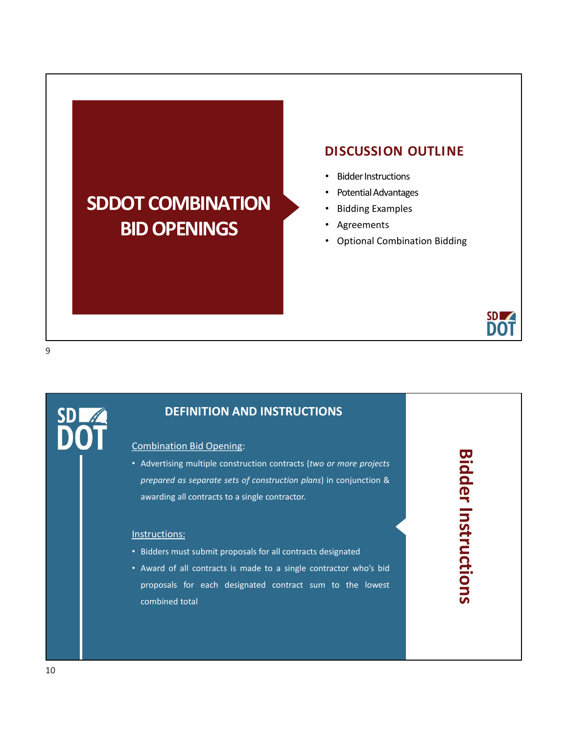# SDDOT COMBINATION BID OPENINGS

## DISCUSSION OUTLINE

- Bidder Instructions
- Potential Advantages
- Bidding Examples
- Agreements
- Optional Combination Bidding

## Bidder Instructions

### DEFINITION AND INSTRUCTIONS

Combination Bid Opening:

- Advertising multiple construction contracts (*two or more projects prepared as separate sets of construction plans*) in conjunction & awarding all contracts to a single contractor.

Instructions:

- Bidders must submit proposals for all contracts designated
- Award of all contracts is made to a single contractor who's bid proposals for each designated contract sum to the lowest combined total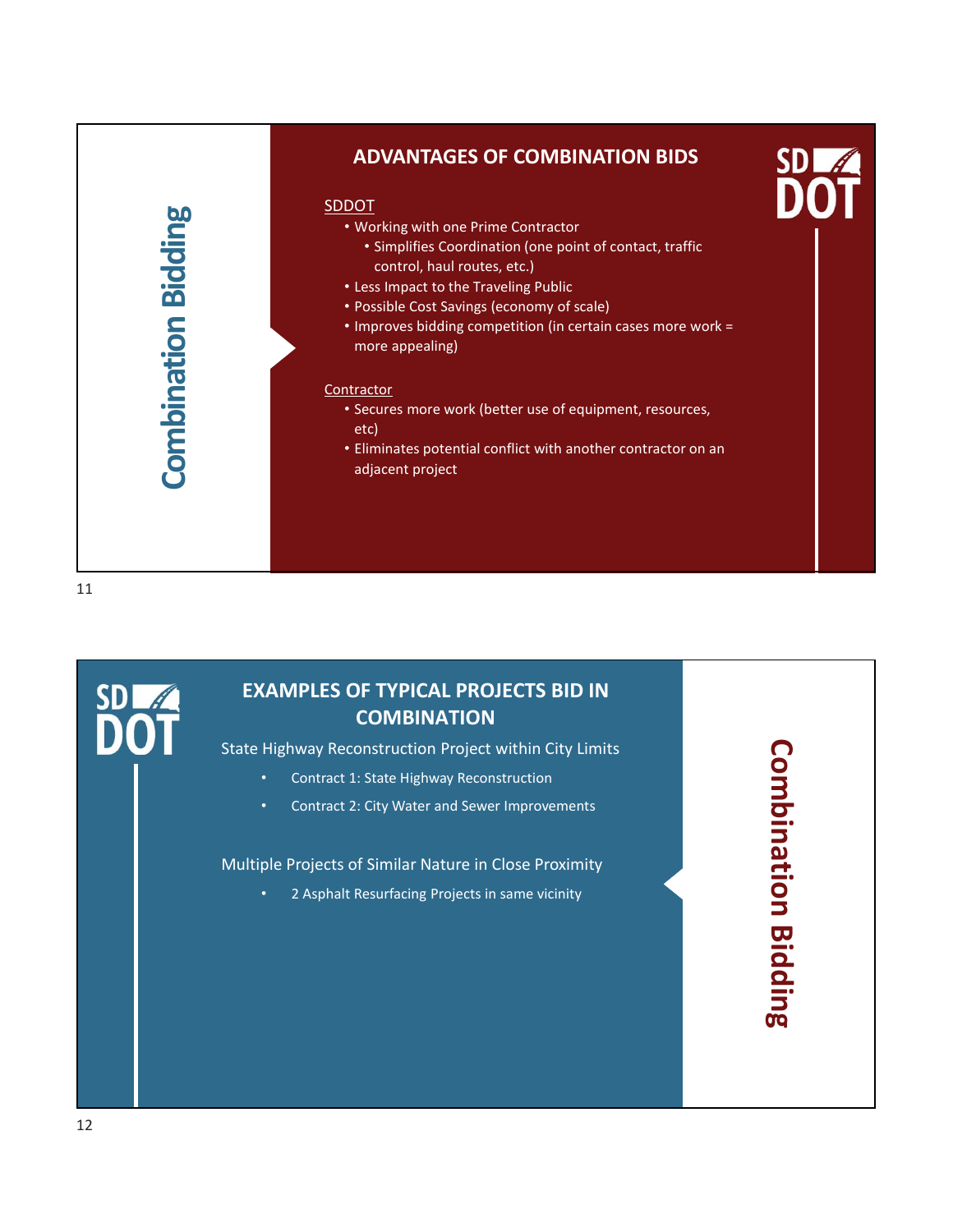## Combination Bidding

### ADVANTAGES OF COMBINATION BIDS

SDDOT

- Working with one Prime Contractor
  - Simplifies Coordination (one point of contact, traffic control, haul routes, etc.)
- Less Impact to the Traveling Public
- Possible Cost Savings (economy of scale)
- Improves bidding competition (in certain cases more work = more appealing)

Contractor

- Secures more work (better use of equipment, resources, etc)
- Eliminates potential conflict with another contractor on an adjacent project

## Combination Bidding

### EXAMPLES OF TYPICAL PROJECTS BID IN COMBINATION

State Highway Reconstruction Project within City Limits

- Contract 1: State Highway Reconstruction
- Contract 2: City Water and Sewer Improvements

Multiple Projects of Similar Nature in Close Proximity

- 2 Asphalt Resurfacing Projects in same vicinity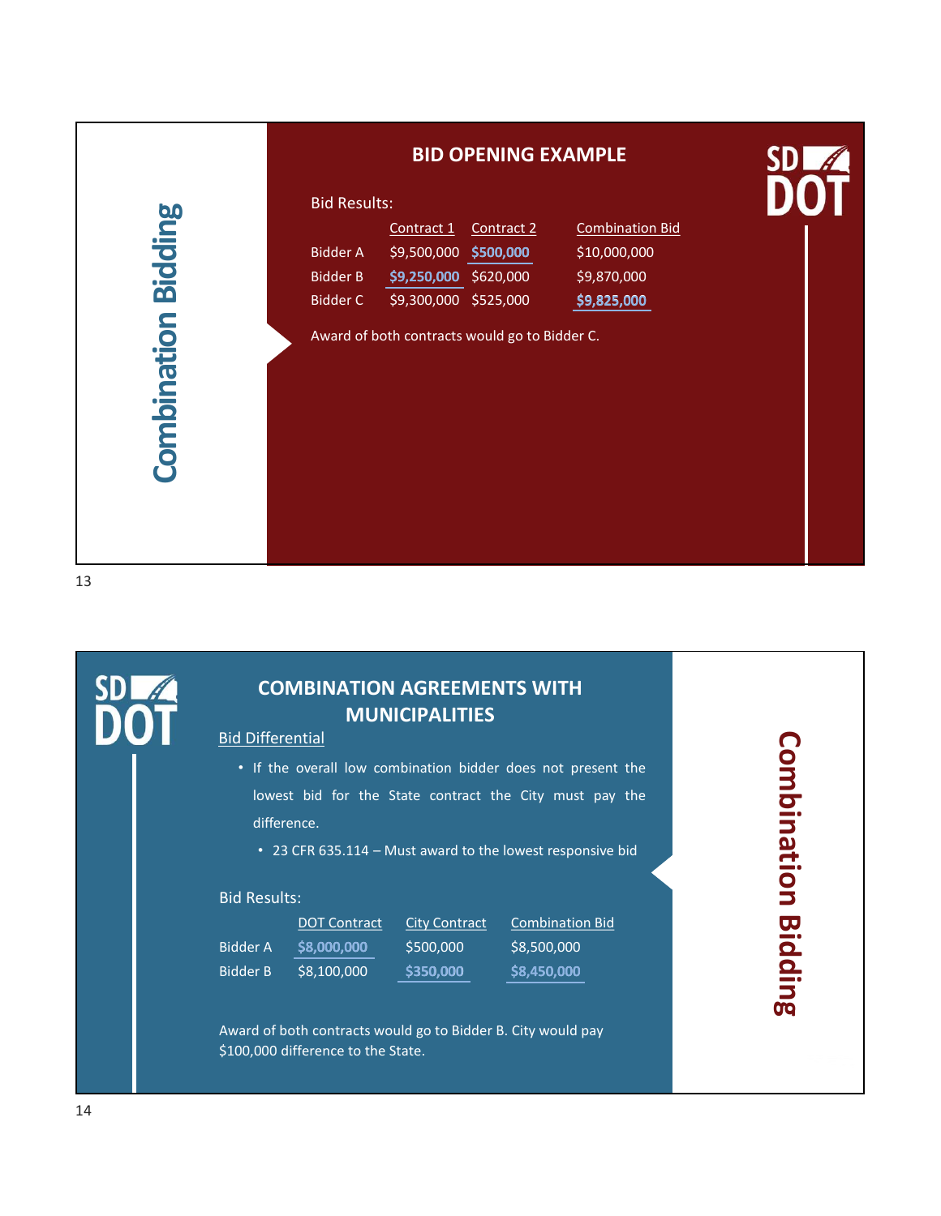# Combination Bidding

## BID OPENING EXAMPLE

Bid Results:

| | Contract 1 | Contract 2 | Combination Bid |
|---|---|---|---|
| Bidder A | $9,500,000 | **$500,000** | $10,000,000 |
| Bidder B | **$9,250,000** | $620,000 | $9,870,000 |
| Bidder C | $9,300,000 | $525,000 | **$9,825,000** |

Award of both contracts would go to Bidder C.

# Combination Bidding

## COMBINATION AGREEMENTS WITH MUNICIPALITIES

Bid Differential

- If the overall low combination bidder does not present the lowest bid for the State contract the City must pay the difference.
  - 23 CFR 635.114 – Must award to the lowest responsive bid

Bid Results:

| | DOT Contract | City Contract | Combination Bid |
|---|---|---|---|
| Bidder A | **$8,000,000** | $500,000 | $8,500,000 |
| Bidder B | $8,100,000 | **$350,000** | **$8,450,000** |

Award of both contracts would go to Bidder B. City would pay $100,000 difference to the State.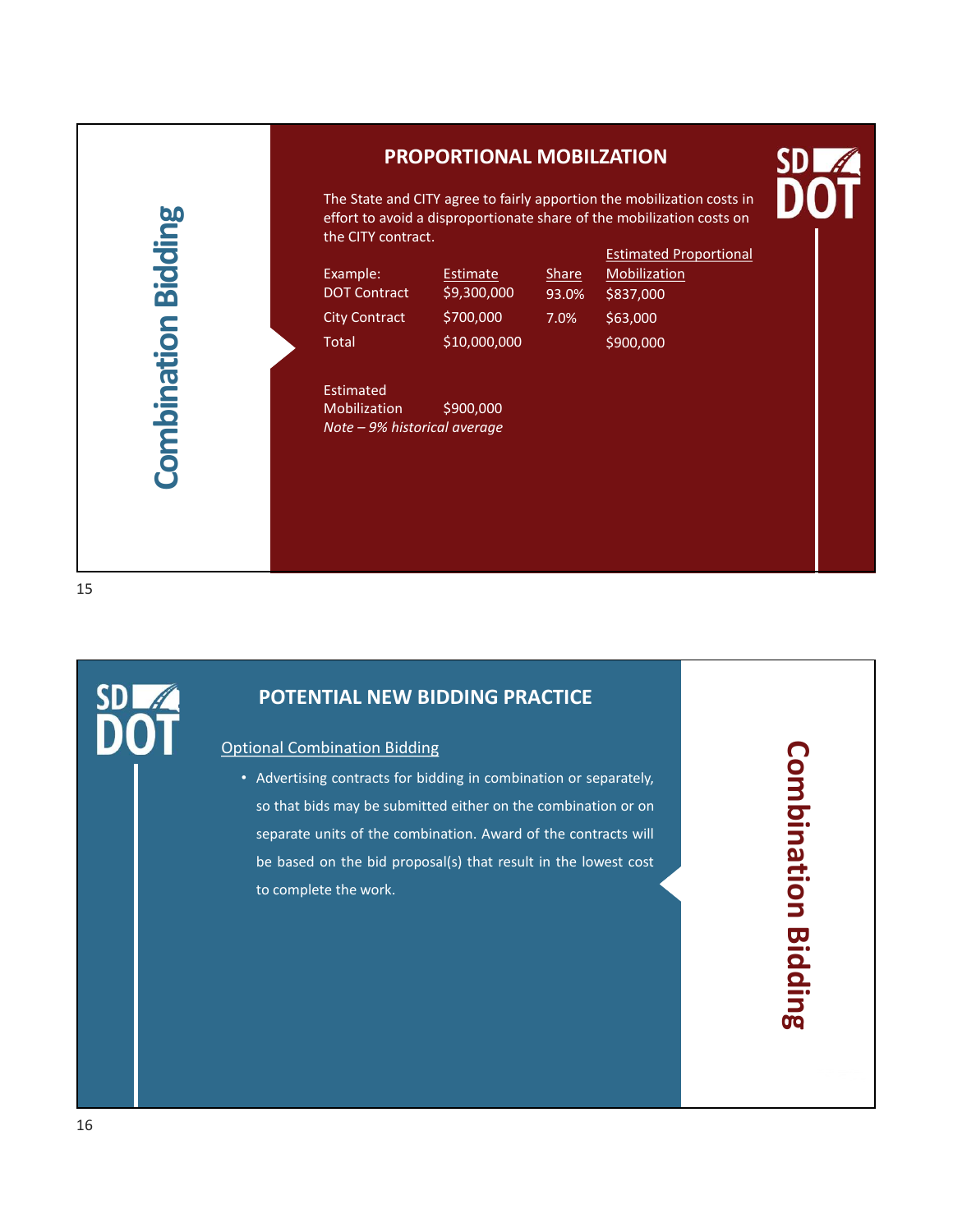Combination Bidding

## PROPORTIONAL MOBILZATION

The State and CITY agree to fairly apportion the mobilization costs in effort to avoid a disproportionate share of the mobilization costs on the CITY contract.

| Example: | Estimate | Share | Estimated Proportional Mobilization |
|---|---|---|---|
| DOT Contract | $9,300,000 | 93.0% | $837,000 |
| City Contract | $700,000 | 7.0% | $63,000 |
| Total | $10,000,000 | | $900,000 |

Estimated Mobilization $900,000

*Note – 9% historical average*

Combination Bidding

## POTENTIAL NEW BIDDING PRACTICE

Optional Combination Bidding

- Advertising contracts for bidding in combination or separately, so that bids may be submitted either on the combination or on separate units of the combination. Award of the contracts will be based on the bid proposal(s) that result in the lowest cost to complete the work.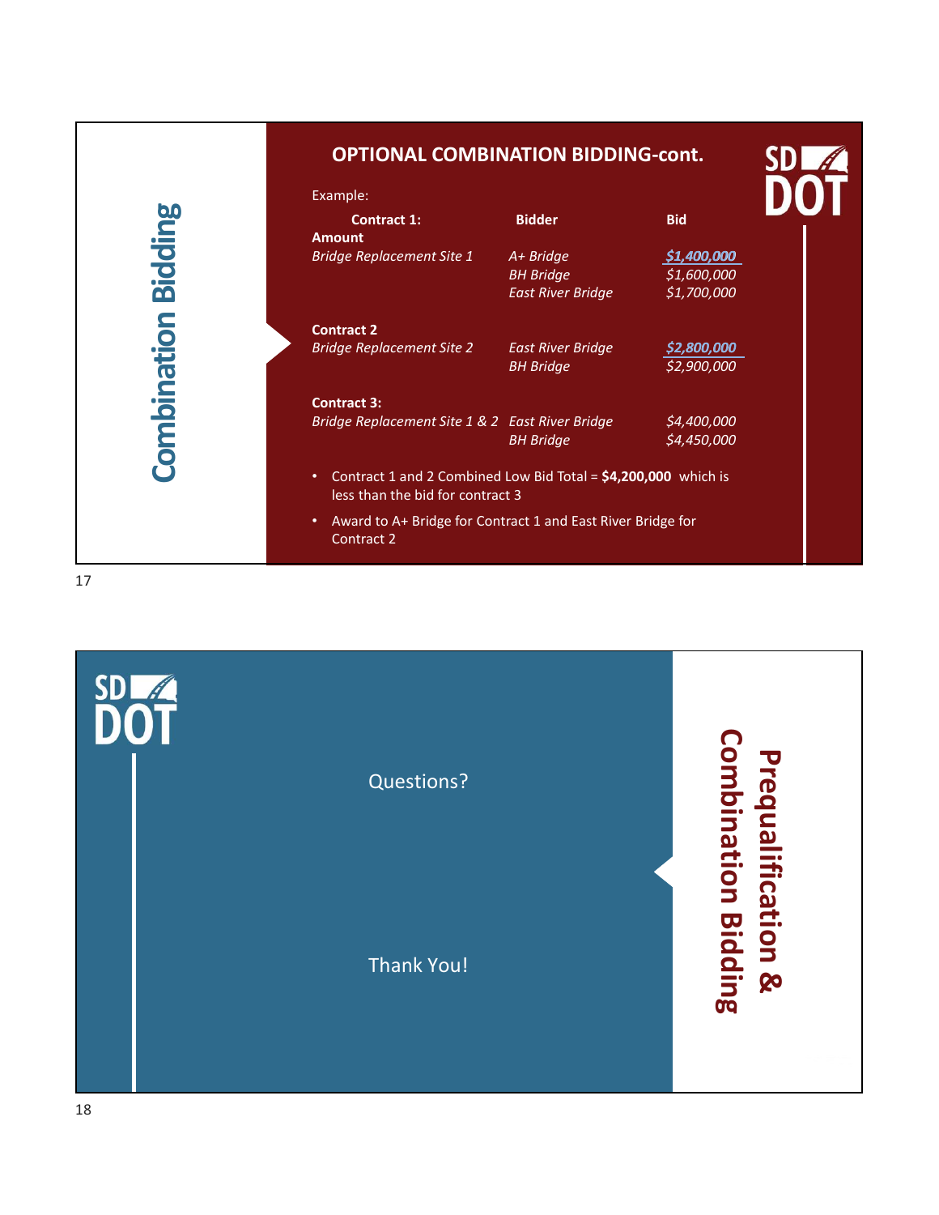Combination Bidding

## OPTIONAL COMBINATION BIDDING-cont.

Example:

| Contract 1: Amount | Bidder | Bid |
|---|---|---|
| *Bridge Replacement Site 1* | *A+ Bridge* | *$1,400,000* |
| | *BH Bridge* | *$1,600,000* |
| | *East River Bridge* | *$1,700,000* |
| **Contract 2** | | |
| *Bridge Replacement Site 2* | *East River Bridge* | *$2,800,000* |
| | *BH Bridge* | *$2,900,000* |
| **Contract 3:** | | |
| *Bridge Replacement Site 1 & 2* | *East River Bridge* | *$4,400,000* |
| | *BH Bridge* | *$4,450,000* |

- Contract 1 and 2 Combined Low Bid Total = **$4,200,000** which is less than the bid for contract 3
- Award to A+ Bridge for Contract 1 and East River Bridge for Contract 2

Questions?

Thank You!

Prequalification & Combination Bidding